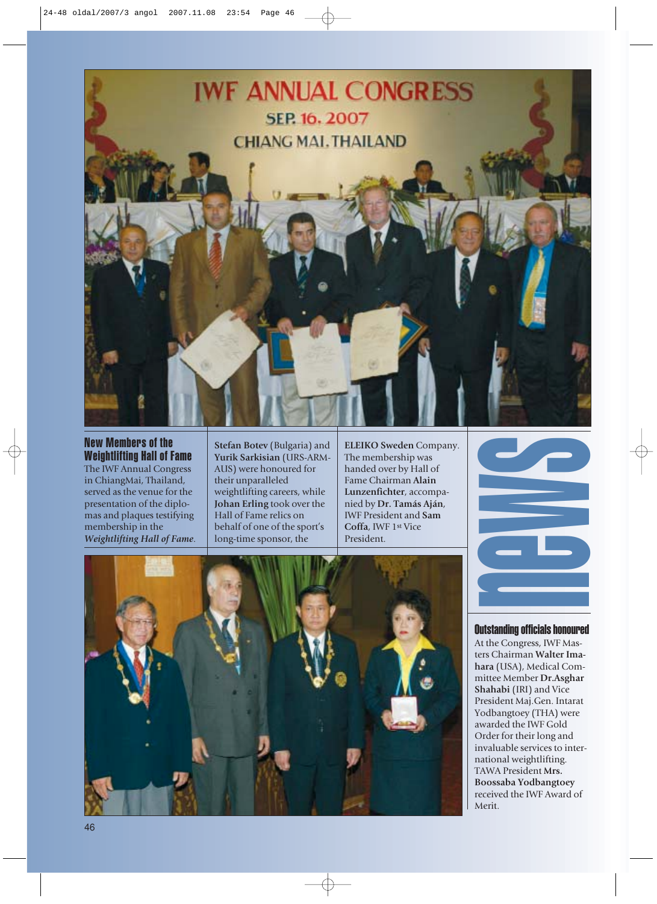## New Members of the Weightlifting Hall of Fame

The IWF Annual Congress in ChiangMai, Thailand, served as the venue for the presentation of the diplomas and plaques testifying membership in the *Weightlifting Hall of Fame*. **Stefan Botev** (Bulgaria) and **Yurik Sarkisian** (URS-ARM-AUS) were honoured for their unparalleled weightlifting careers, while **Johan Erling** took over the Hall of Fame relics on behalf of one of the sport's long-time sponsor, the **ELEIKO Sweden** Company. The membership was handed over by Hall of Fame Chairman **Alain Lunzenfichter**, accompanied by **Dr. Tamás Aján**, IWF President and **Sam Coffa**, IWF 1st Vice President.

## Outstanding officials honoured

At the Congress, IWF Masters Chairman **Walter Imahara** (USA), Medical Committee Member **Dr.Asghar Shahabi** (IRI) and Vice President Maj.Gen. Intarat Yodbangtoey (THA) were awarded the IWF Gold Order for their long and invaluable services to international weightlifting. TAWA President **Mrs. Boossaba Yodbangtoey** received the IWF Award of Merit.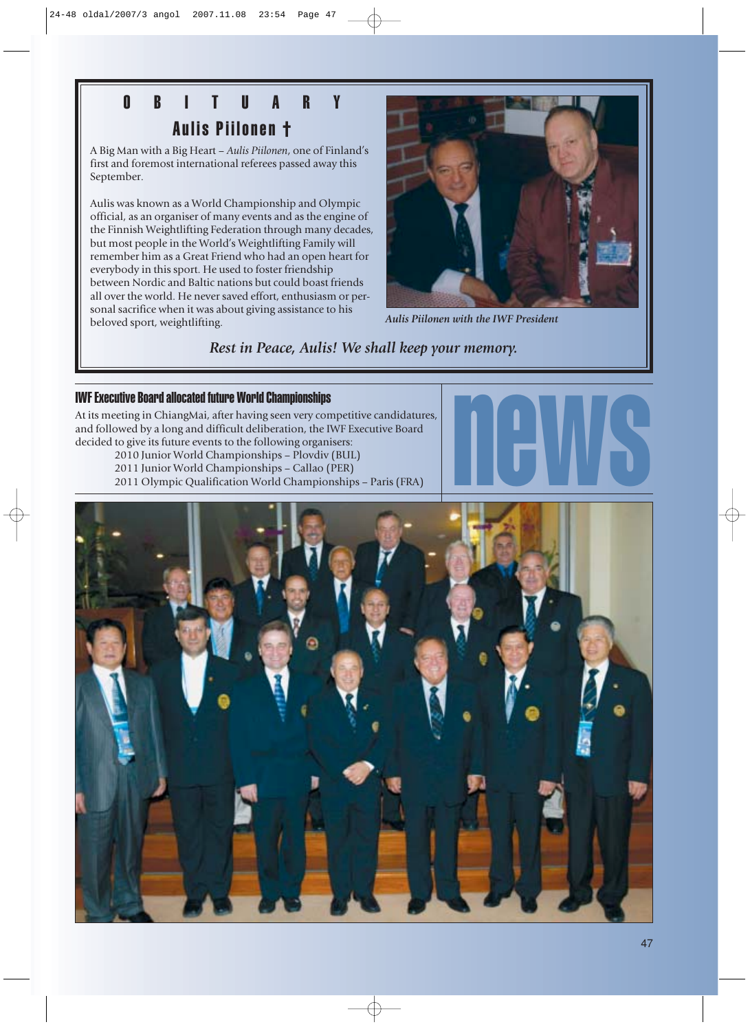# O B I T U A R Y

## Aulis Piilonen †

A Big Man with a Big Heart – *Aulis Piilonen*, one of Finland's first and foremost international referees passed away this September.

Aulis was known as a World Championship and Olympic official, as an organiser of many events and as the engine of the Finnish Weightlifting Federation through many decades, but most people in the World's Weightlifting Family will remember him as a Great Friend who had an open heart for everybody in this sport. He used to foster friendship between Nordic and Baltic nations but could boast friends all over the world. He never saved effort, enthusiasm or personal sacrifice when it was about giving assistance to his beloved sport, weightlifting.

*Aulis Piilonen with the IWF President*

*Rest in Peace, Aulis! We shall keep your memory.*

# news

## IWF Executive Board allocated future World Championships

At its meeting in ChiangMai, after having seen very competitive candidatures, and followed by a long and difficult deliberation, the IWF Executive Board decided to give its future events to the following organisers:

2010 Junior World Championships – Plovdiv (BUL)
2011 Junior World Championships – Callao (PER)
2011 Olympic Qualification World Championships – Paris (FRA)